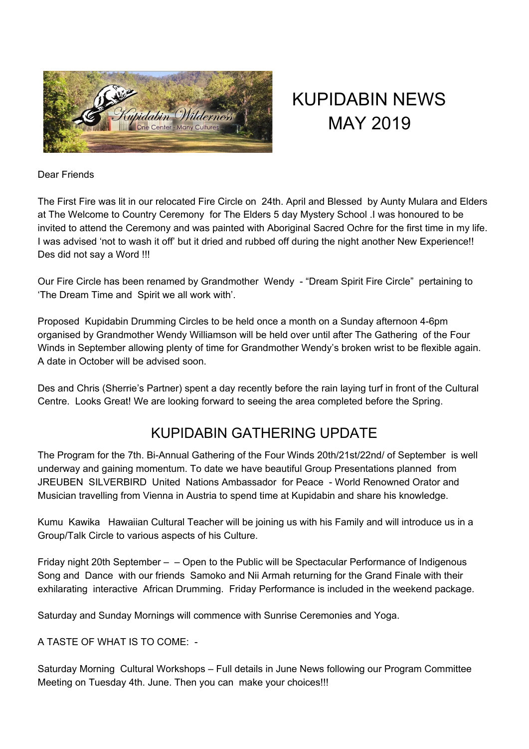# KUPIDABIN NEWS MAY 2019

Dear Friends

The First Fire was lit in our relocated Fire Circle on 24th. April and Blessed by Aunty Mulara and Elders at The Welcome to Country Ceremony for The Elders 5 day Mystery School .I was honoured to be invited to attend the Ceremony and was painted with Aboriginal Sacred Ochre for the first time in my life. I was advised 'not to wash it off' but it dried and rubbed off during the night another New Experience!! Des did not say a Word !!!

Our Fire Circle has been renamed by Grandmother Wendy - "Dream Spirit Fire Circle" pertaining to 'The Dream Time and Spirit we all work with'.

Proposed Kupidabin Drumming Circles to be held once a month on a Sunday afternoon 4-6pm organised by Grandmother Wendy Williamson will be held over until after The Gathering of the Four Winds in September allowing plenty of time for Grandmother Wendy's broken wrist to be flexible again. A date in October will be advised soon.

Des and Chris (Sherrie's Partner) spent a day recently before the rain laying turf in front of the Cultural Centre. Looks Great! We are looking forward to seeing the area completed before the Spring.

## KUPIDABIN GATHERING UPDATE

The Program for the 7th. Bi-Annual Gathering of the Four Winds 20th/21st/22nd/ of September is well underway and gaining momentum. To date we have beautiful Group Presentations planned from JREUBEN SILVERBIRD United Nations Ambassador for Peace - World Renowned Orator and Musician travelling from Vienna in Austria to spend time at Kupidabin and share his knowledge.

Kumu Kawika Hawaiian Cultural Teacher will be joining us with his Family and will introduce us in a Group/Talk Circle to various aspects of his Culture.

Friday night 20th September – – Open to the Public will be Spectacular Performance of Indigenous Song and Dance with our friends Samoko and Nii Armah returning for the Grand Finale with their exhilarating interactive African Drumming. Friday Performance is included in the weekend package.

Saturday and Sunday Mornings will commence with Sunrise Ceremonies and Yoga.

A TASTE OF WHAT IS TO COME: -

Saturday Morning Cultural Workshops – Full details in June News following our Program Committee Meeting on Tuesday 4th. June. Then you can make your choices!!!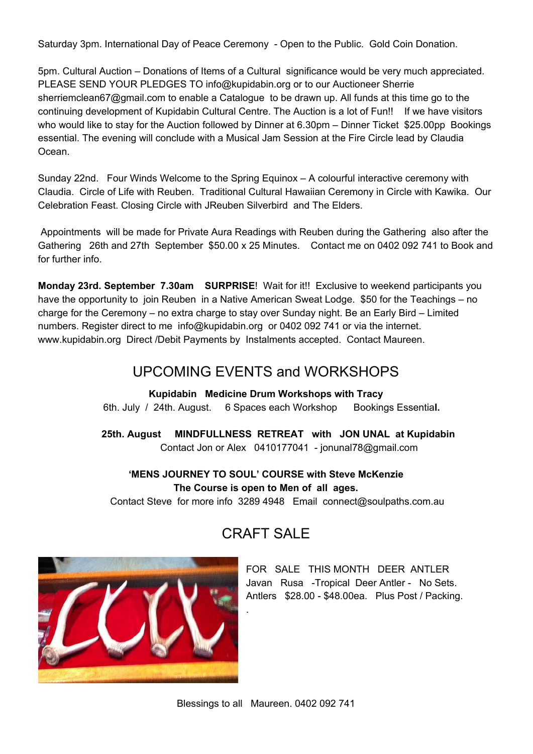Saturday 3pm. International Day of Peace Ceremony - Open to the Public. Gold Coin Donation.

5pm. Cultural Auction – Donations of Items of a Cultural significance would be very much appreciated. PLEASE SEND YOUR PLEDGES TO info@kupidabin.org or to our Auctioneer Sherrie sherriemclean67@gmail.com to enable a Catalogue to be drawn up. All funds at this time go to the continuing development of Kupidabin Cultural Centre. The Auction is a lot of Fun!! If we have visitors who would like to stay for the Auction followed by Dinner at 6.30pm – Dinner Ticket $25.00pp Bookings essential. The evening will conclude with a Musical Jam Session at the Fire Circle lead by Claudia Ocean.

Sunday 22nd. Four Winds Welcome to the Spring Equinox – A colourful interactive ceremony with Claudia. Circle of Life with Reuben. Traditional Cultural Hawaiian Ceremony in Circle with Kawika. Our Celebration Feast. Closing Circle with JReuben Silverbird and The Elders.

Appointments will be made for Private Aura Readings with Reuben during the Gathering also after the Gathering 26th and 27th September $50.00 x 25 Minutes. Contact me on 0402 092 741 to Book and for further info.

**Monday 23rd. September 7.30am SURPRISE**! Wait for it!! Exclusive to weekend participants you have the opportunity to join Reuben in a Native American Sweat Lodge. $50 for the Teachings – no charge for the Ceremony – no extra charge to stay over Sunday night. Be an Early Bird – Limited numbers. Register direct to me info@kupidabin.org or 0402 092 741 or via the internet. www.kupidabin.org Direct /Debit Payments by Instalments accepted. Contact Maureen.

## UPCOMING EVENTS and WORKSHOPS

**Kupidabin Medicine Drum Workshops with Tracy**
6th. July / 24th. August. 6 Spaces each Workshop Bookings Essential.

**25th. August MINDFULLNESS RETREAT with JON UNAL at Kupidabin**
Contact Jon or Alex 0410177041 - jonunal78@gmail.com

**'MENS JOURNEY TO SOUL' COURSE with Steve McKenzie**
**The Course is open to Men of all ages.**
Contact Steve for more info 3289 4948 Email connect@soulpaths.com.au

## CRAFT SALE

FOR SALE THIS MONTH DEER ANTLER
Javan Rusa -Tropical Deer Antler - No Sets.
Antlers $28.00 - $48.00ea. Plus Post / Packing.

Blessings to all Maureen. 0402 092 741